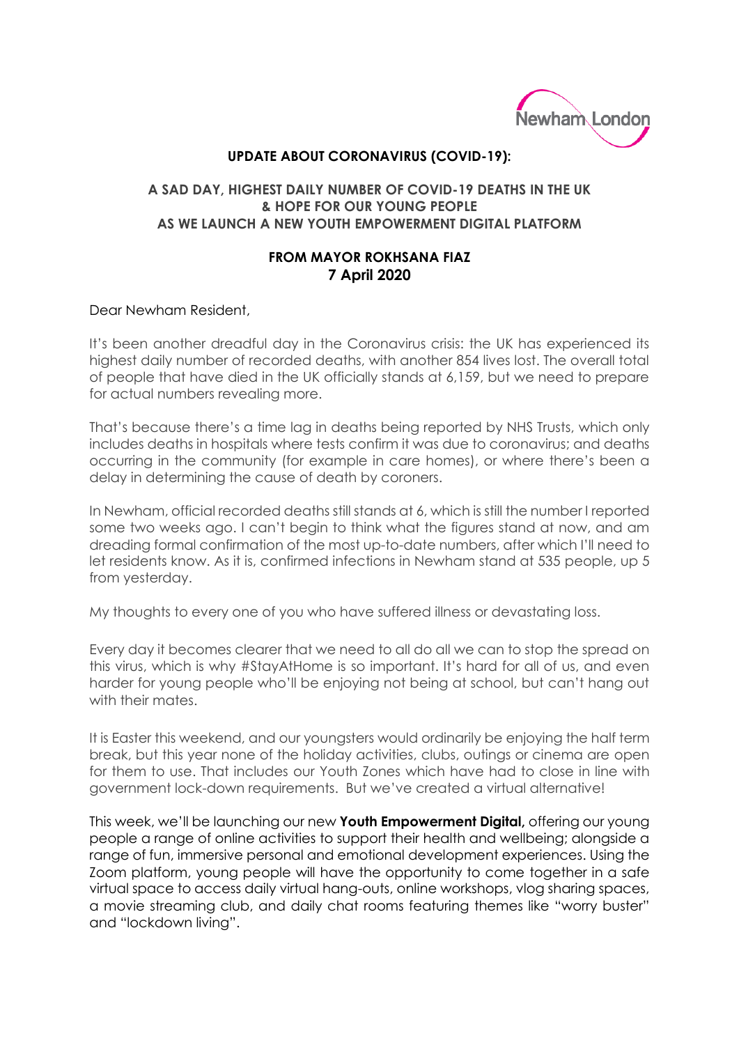Newham London

## UPDATE ABOUT CORONAVIRUS (COVID-19):

### A SAD DAY, HIGHEST DAILY NUMBER OF COVID-19 DEATHS IN THE UK & HOPE FOR OUR YOUNG PEOPLE AS WE LAUNCH A NEW YOUTH EMPOWERMENT DIGITAL PLATFORM

**FROM MAYOR ROKHSANA FIAZ**
**7 April 2020**

Dear Newham Resident,

It's been another dreadful day in the Coronavirus crisis: the UK has experienced its highest daily number of recorded deaths, with another 854 lives lost. The overall total of people that have died in the UK officially stands at 6,159, but we need to prepare for actual numbers revealing more.

That's because there's a time lag in deaths being reported by NHS Trusts, which only includes deaths in hospitals where tests confirm it was due to coronavirus; and deaths occurring in the community (for example in care homes), or where there's been a delay in determining the cause of death by coroners.

In Newham, official recorded deaths still stands at 6, which is still the number I reported some two weeks ago. I can't begin to think what the figures stand at now, and am dreading formal confirmation of the most up-to-date numbers, after which I'll need to let residents know. As it is, confirmed infections in Newham stand at 535 people, up 5 from yesterday.

My thoughts to every one of you who have suffered illness or devastating loss.

Every day it becomes clearer that we need to all do all we can to stop the spread on this virus, which is why #StayAtHome is so important. It's hard for all of us, and even harder for young people who'll be enjoying not being at school, but can't hang out with their mates.

It is Easter this weekend, and our youngsters would ordinarily be enjoying the half term break, but this year none of the holiday activities, clubs, outings or cinema are open for them to use. That includes our Youth Zones which have had to close in line with government lock-down requirements. But we've created a virtual alternative!

This week, we'll be launching our new **Youth Empowerment Digital,** offering our young people a range of online activities to support their health and wellbeing; alongside a range of fun, immersive personal and emotional development experiences. Using the Zoom platform, young people will have the opportunity to come together in a safe virtual space to access daily virtual hang-outs, online workshops, vlog sharing spaces, a movie streaming club, and daily chat rooms featuring themes like "worry buster" and "lockdown living".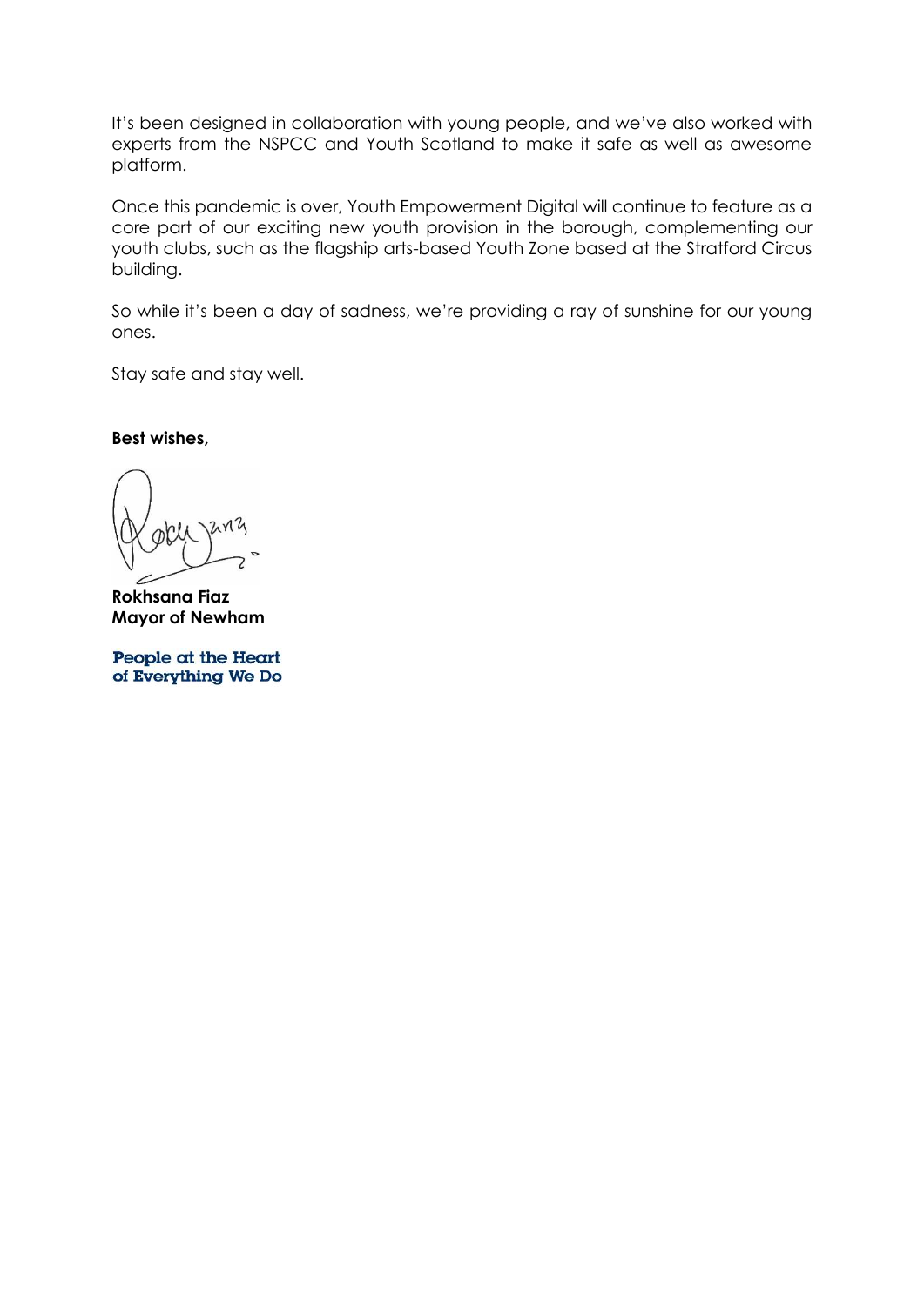It's been designed in collaboration with young people, and we've also worked with experts from the NSPCC and Youth Scotland to make it safe as well as awesome platform.

Once this pandemic is over, Youth Empowerment Digital will continue to feature as a core part of our exciting new youth provision in the borough, complementing our youth clubs, such as the flagship arts-based Youth Zone based at the Stratford Circus building.

So while it's been a day of sadness, we're providing a ray of sunshine for our young ones.

Stay safe and stay well.

**Best wishes,**

**Rokhsana Fiaz**
**Mayor of Newham**

**People at the Heart of Everything We Do**